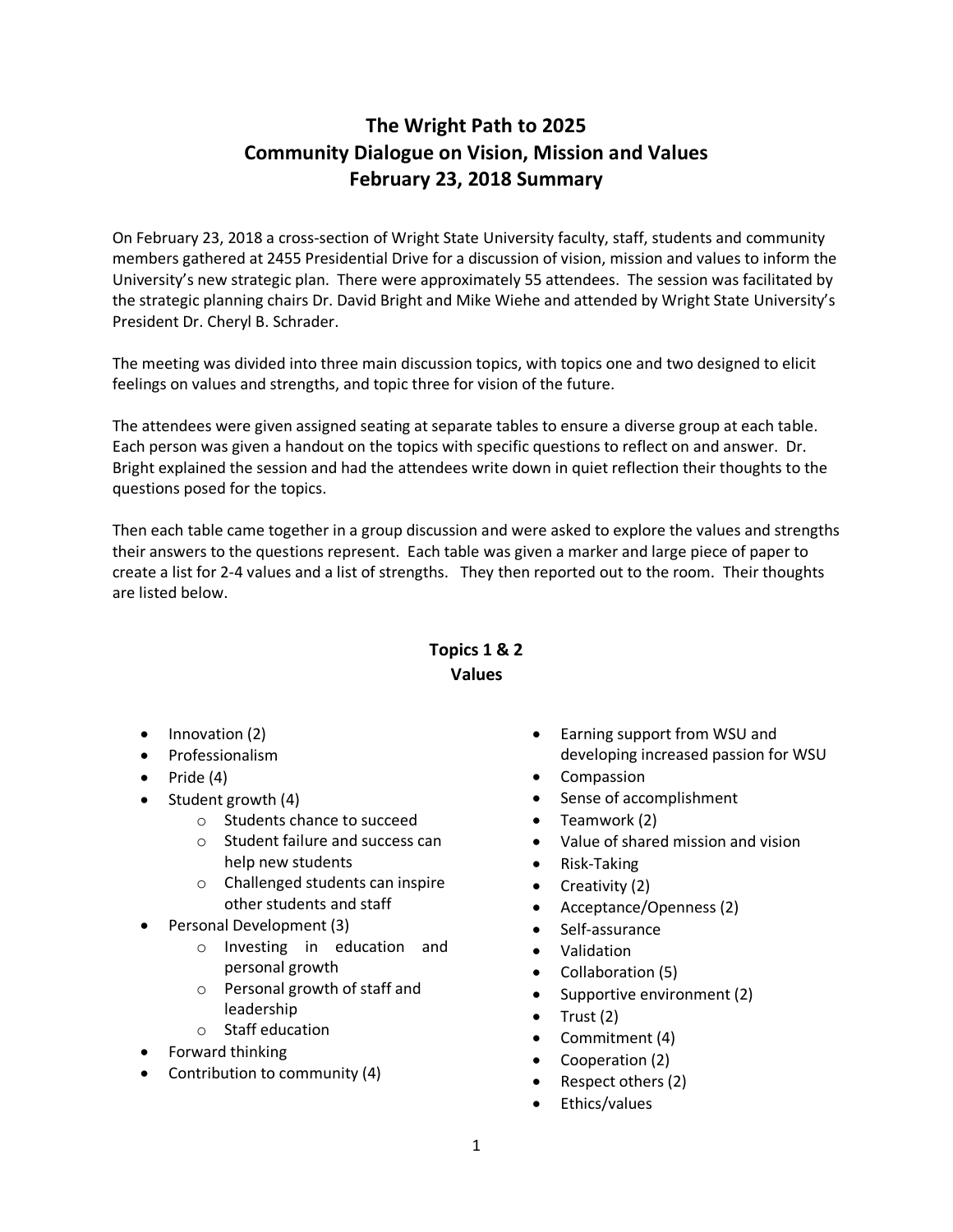# The Wright Path to 2025
# Community Dialogue on Vision, Mission and Values
# February 23, 2018 Summary

On February 23, 2018 a cross-section of Wright State University faculty, staff, students and community members gathered at 2455 Presidential Drive for a discussion of vision, mission and values to inform the University's new strategic plan. There were approximately 55 attendees. The session was facilitated by the strategic planning chairs Dr. David Bright and Mike Wiehe and attended by Wright State University's President Dr. Cheryl B. Schrader.

The meeting was divided into three main discussion topics, with topics one and two designed to elicit feelings on values and strengths, and topic three for vision of the future.

The attendees were given assigned seating at separate tables to ensure a diverse group at each table. Each person was given a handout on the topics with specific questions to reflect on and answer. Dr. Bright explained the session and had the attendees write down in quiet reflection their thoughts to the questions posed for the topics.

Then each table came together in a group discussion and were asked to explore the values and strengths their answers to the questions represent. Each table was given a marker and large piece of paper to create a list for 2-4 values and a list of strengths. They then reported out to the room. Their thoughts are listed below.

## Topics 1 & 2
## Values

- Innovation (2)
- Professionalism
- Pride (4)
- Student growth (4)
  - Students chance to succeed
  - Student failure and success can help new students
  - Challenged students can inspire other students and staff
- Personal Development (3)
  - Investing in education and personal growth
  - Personal growth of staff and leadership
  - Staff education
- Forward thinking
- Contribution to community (4)
- Earning support from WSU and developing increased passion for WSU
- Compassion
- Sense of accomplishment
- Teamwork (2)
- Value of shared mission and vision
- Risk-Taking
- Creativity (2)
- Acceptance/Openness (2)
- Self-assurance
- Validation
- Collaboration (5)
- Supportive environment (2)
- Trust (2)
- Commitment (4)
- Cooperation (2)
- Respect others (2)
- Ethics/values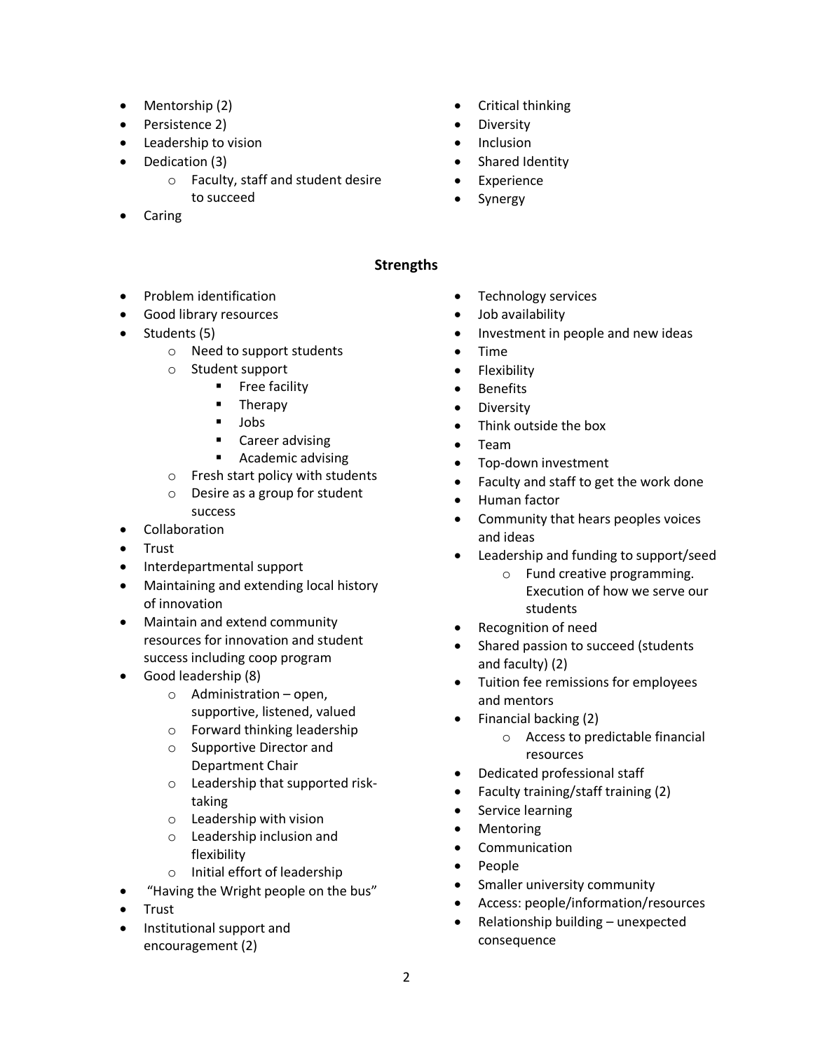- Mentorship (2)
- Persistence 2)
- Leadership to vision
- Dedication (3)
  - Faculty, staff and student desire to succeed
- Caring
- Critical thinking
- Diversity
- Inclusion
- Shared Identity
- Experience
- Synergy

## Strengths

- Problem identification
- Good library resources
- Students (5)
  - Need to support students
  - Student support
    - Free facility
    - Therapy
    - Jobs
    - Career advising
    - Academic advising
  - Fresh start policy with students
  - Desire as a group for student success
- Collaboration
- Trust
- Interdepartmental support
- Maintaining and extending local history of innovation
- Maintain and extend community resources for innovation and student success including coop program
- Good leadership (8)
  - Administration – open, supportive, listened, valued
  - Forward thinking leadership
  - Supportive Director and Department Chair
  - Leadership that supported risk-taking
  - Leadership with vision
  - Leadership inclusion and flexibility
  - Initial effort of leadership
- "Having the Wright people on the bus"
- Trust
- Institutional support and encouragement (2)
- Technology services
- Job availability
- Investment in people and new ideas
- Time
- Flexibility
- Benefits
- Diversity
- Think outside the box
- Team
- Top-down investment
- Faculty and staff to get the work done
- Human factor
- Community that hears peoples voices and ideas
- Leadership and funding to support/seed
  - Fund creative programming. Execution of how we serve our students
- Recognition of need
- Shared passion to succeed (students and faculty) (2)
- Tuition fee remissions for employees and mentors
- Financial backing (2)
  - Access to predictable financial resources
- Dedicated professional staff
- Faculty training/staff training (2)
- Service learning
- Mentoring
- Communication
- People
- Smaller university community
- Access: people/information/resources
- Relationship building – unexpected consequence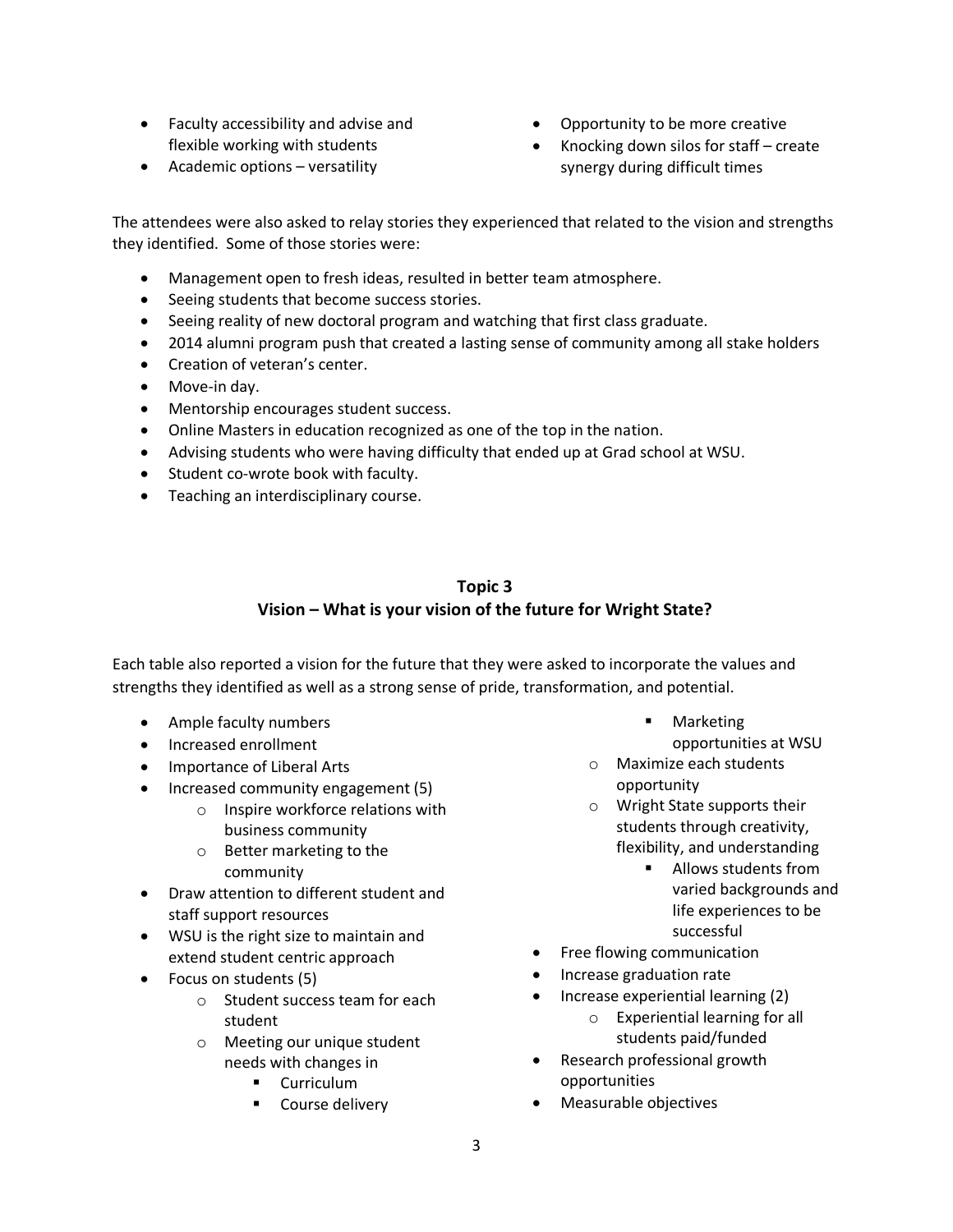- Faculty accessibility and advise and flexible working with students
- Academic options – versatility
- Opportunity to be more creative
- Knocking down silos for staff – create synergy during difficult times

The attendees were also asked to relay stories they experienced that related to the vision and strengths they identified. Some of those stories were:

- Management open to fresh ideas, resulted in better team atmosphere.
- Seeing students that become success stories.
- Seeing reality of new doctoral program and watching that first class graduate.
- 2014 alumni program push that created a lasting sense of community among all stake holders
- Creation of veteran's center.
- Move-in day.
- Mentorship encourages student success.
- Online Masters in education recognized as one of the top in the nation.
- Advising students who were having difficulty that ended up at Grad school at WSU.
- Student co-wrote book with faculty.
- Teaching an interdisciplinary course.

## Topic 3
## Vision – What is your vision of the future for Wright State?

Each table also reported a vision for the future that they were asked to incorporate the values and strengths they identified as well as a strong sense of pride, transformation, and potential.

- Ample faculty numbers
- Increased enrollment
- Importance of Liberal Arts
- Increased community engagement (5)
  - Inspire workforce relations with business community
  - Better marketing to the community
- Draw attention to different student and staff support resources
- WSU is the right size to maintain and extend student centric approach
- Focus on students (5)
  - Student success team for each student
  - Meeting our unique student needs with changes in
    - Curriculum
    - Course delivery
    - Marketing opportunities at WSU
  - Maximize each students opportunity
  - Wright State supports their students through creativity, flexibility, and understanding
    - Allows students from varied backgrounds and life experiences to be successful
- Free flowing communication
- Increase graduation rate
- Increase experiential learning (2)
  - Experiential learning for all students paid/funded
- Research professional growth opportunities
- Measurable objectives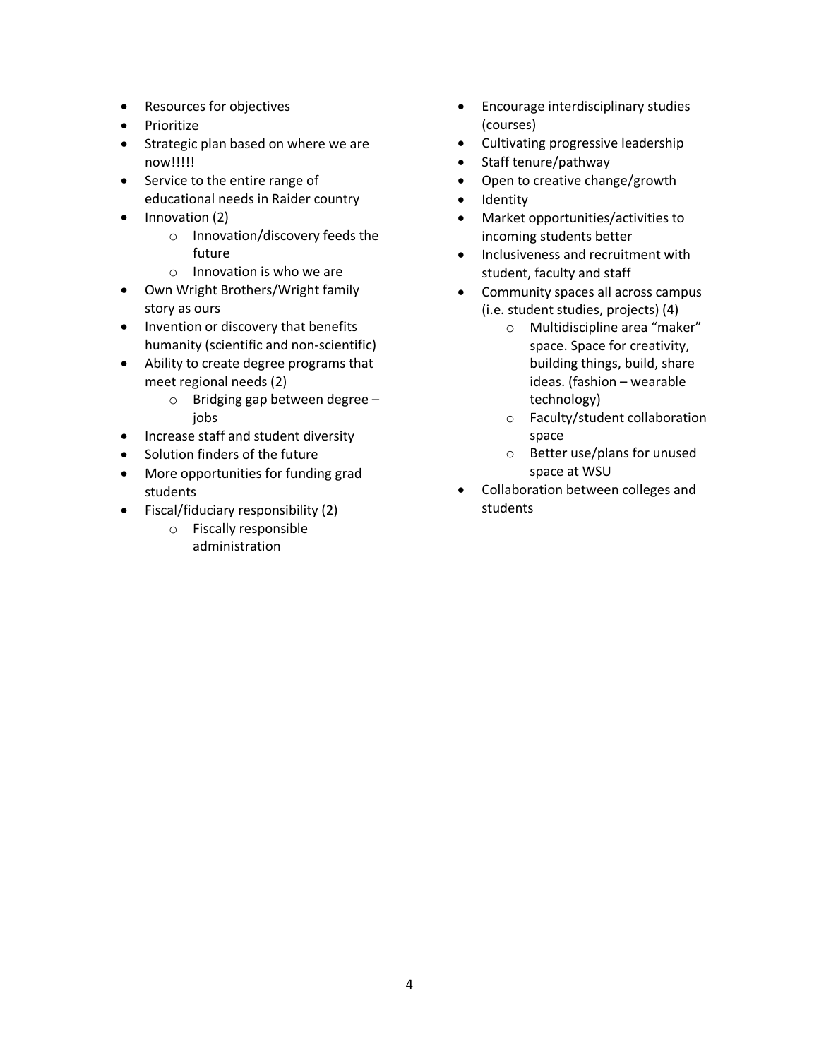- Resources for objectives
- Prioritize
- Strategic plan based on where we are now!!!!!
- Service to the entire range of educational needs in Raider country
- Innovation (2)
    - Innovation/discovery feeds the future
    - Innovation is who we are
- Own Wright Brothers/Wright family story as ours
- Invention or discovery that benefits humanity (scientific and non-scientific)
- Ability to create degree programs that meet regional needs (2)
    - Bridging gap between degree – jobs
- Increase staff and student diversity
- Solution finders of the future
- More opportunities for funding grad students
- Fiscal/fiduciary responsibility (2)
    - Fiscally responsible administration
- Encourage interdisciplinary studies (courses)
- Cultivating progressive leadership
- Staff tenure/pathway
- Open to creative change/growth
- Identity
- Market opportunities/activities to incoming students better
- Inclusiveness and recruitment with student, faculty and staff
- Community spaces all across campus (i.e. student studies, projects) (4)
    - Multidiscipline area "maker" space. Space for creativity, building things, build, share ideas. (fashion – wearable technology)
    - Faculty/student collaboration space
    - Better use/plans for unused space at WSU
- Collaboration between colleges and students